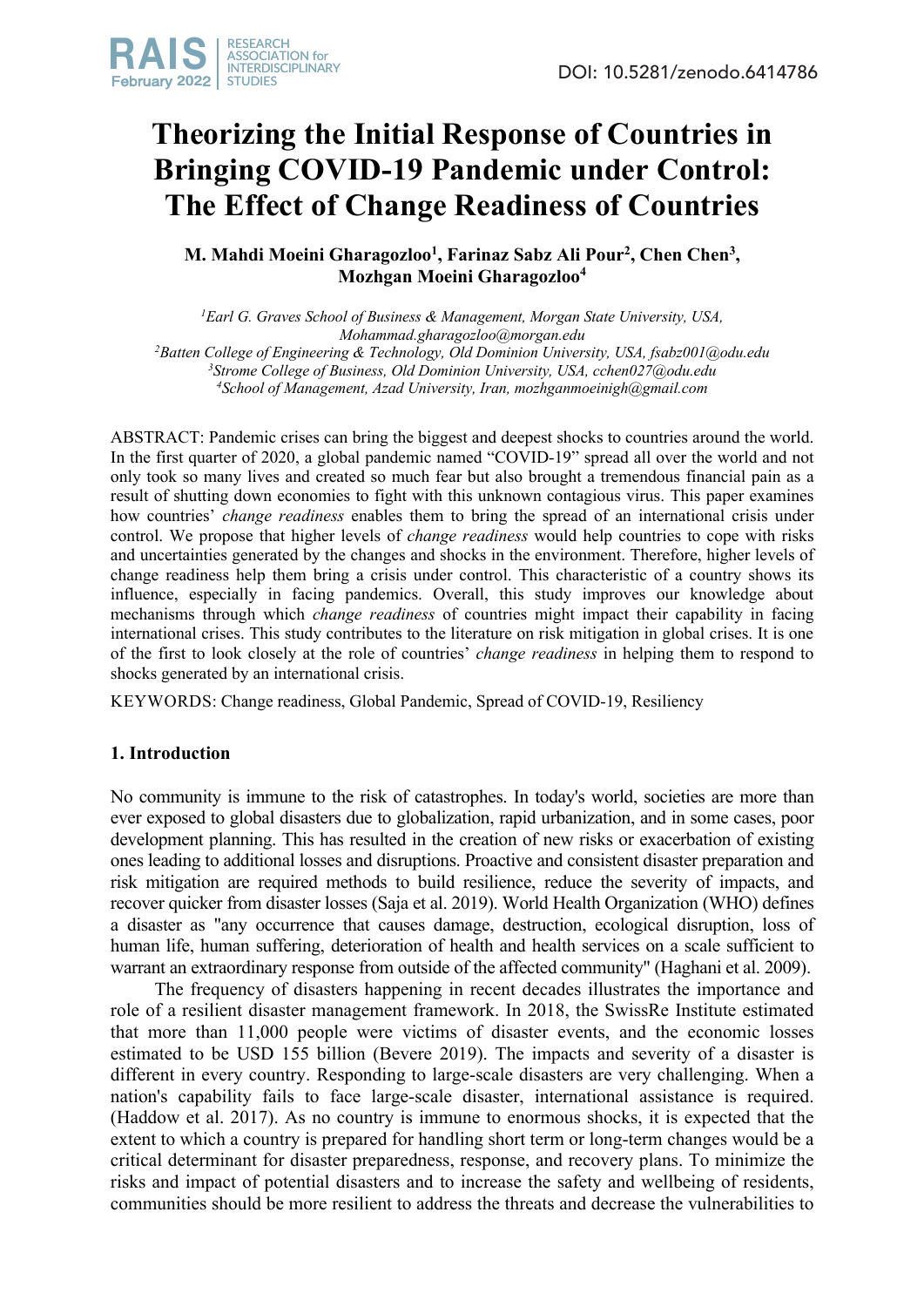DOI: 10.5281/zenodo.6414786

# Theorizing the Initial Response of Countries in Bringing COVID-19 Pandemic under Control: The Effect of Change Readiness of Countries

**M. Mahdi Moeini Gharagozloo[1], Farinaz Sabz Ali Pour[2], Chen Chen[3], Mozhgan Moeini Gharagozloo[4]**

[1]*Earl G. Graves School of Business & Management, Morgan State University, USA, Mohammad.gharagozloo@morgan.edu*
[2]*Batten College of Engineering & Technology, Old Dominion University, USA, fsabz001@odu.edu*
[3]*Strome College of Business, Old Dominion University, USA, cchen027@odu.edu*
[4]*School of Management, Azad University, Iran, mozhganmoeinigh@gmail.com*

ABSTRACT: Pandemic crises can bring the biggest and deepest shocks to countries around the world. In the first quarter of 2020, a global pandemic named "COVID-19" spread all over the world and not only took so many lives and created so much fear but also brought a tremendous financial pain as a result of shutting down economies to fight with this unknown contagious virus. This paper examines how countries' *change readiness* enables them to bring the spread of an international crisis under control. We propose that higher levels of *change readiness* would help countries to cope with risks and uncertainties generated by the changes and shocks in the environment. Therefore, higher levels of change readiness help them bring a crisis under control. This characteristic of a country shows its influence, especially in facing pandemics. Overall, this study improves our knowledge about mechanisms through which *change readiness* of countries might impact their capability in facing international crises. This study contributes to the literature on risk mitigation in global crises. It is one of the first to look closely at the role of countries' *change readiness* in helping them to respond to shocks generated by an international crisis.

KEYWORDS: Change readiness, Global Pandemic, Spread of COVID-19, Resiliency

## 1. Introduction

No community is immune to the risk of catastrophes. In today's world, societies are more than ever exposed to global disasters due to globalization, rapid urbanization, and in some cases, poor development planning. This has resulted in the creation of new risks or exacerbation of existing ones leading to additional losses and disruptions. Proactive and consistent disaster preparation and risk mitigation are required methods to build resilience, reduce the severity of impacts, and recover quicker from disaster losses (Saja et al. 2019). World Health Organization (WHO) defines a disaster as "any occurrence that causes damage, destruction, ecological disruption, loss of human life, human suffering, deterioration of health and health services on a scale sufficient to warrant an extraordinary response from outside of the affected community" (Haghani et al. 2009).

The frequency of disasters happening in recent decades illustrates the importance and role of a resilient disaster management framework. In 2018, the SwissRe Institute estimated that more than 11,000 people were victims of disaster events, and the economic losses estimated to be USD 155 billion (Bevere 2019). The impacts and severity of a disaster is different in every country. Responding to large-scale disasters are very challenging. When a nation's capability fails to face large-scale disaster, international assistance is required. (Haddow et al. 2017). As no country is immune to enormous shocks, it is expected that the extent to which a country is prepared for handling short term or long-term changes would be a critical determinant for disaster preparedness, response, and recovery plans. To minimize the risks and impact of potential disasters and to increase the safety and wellbeing of residents, communities should be more resilient to address the threats and decrease the vulnerabilities to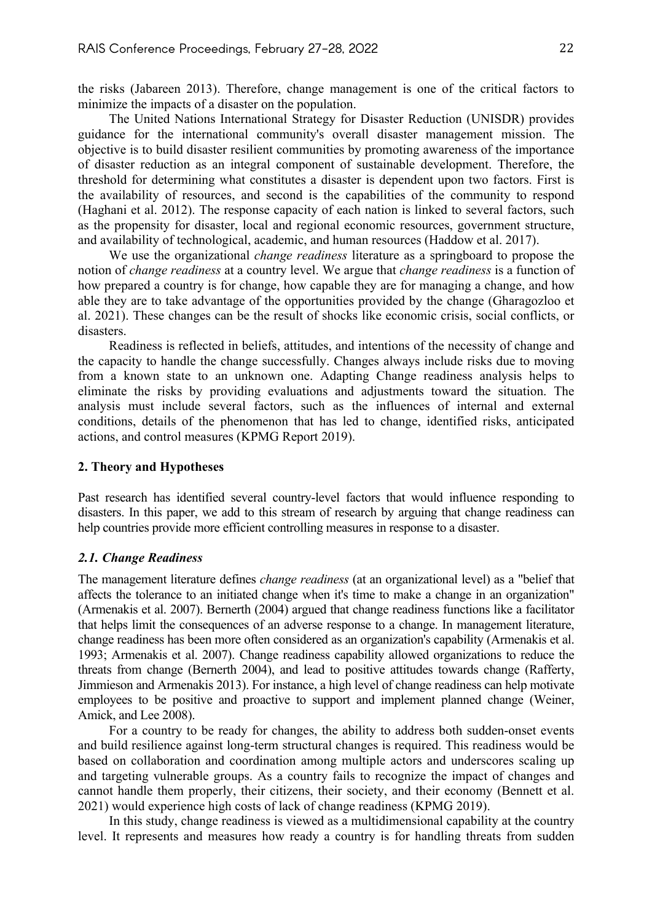the risks (Jabareen 2013). Therefore, change management is one of the critical factors to minimize the impacts of a disaster on the population.

The United Nations International Strategy for Disaster Reduction (UNISDR) provides guidance for the international community's overall disaster management mission. The objective is to build disaster resilient communities by promoting awareness of the importance of disaster reduction as an integral component of sustainable development. Therefore, the threshold for determining what constitutes a disaster is dependent upon two factors. First is the availability of resources, and second is the capabilities of the community to respond (Haghani et al. 2012). The response capacity of each nation is linked to several factors, such as the propensity for disaster, local and regional economic resources, government structure, and availability of technological, academic, and human resources (Haddow et al. 2017).

We use the organizational *change readiness* literature as a springboard to propose the notion of *change readiness* at a country level. We argue that *change readiness* is a function of how prepared a country is for change, how capable they are for managing a change, and how able they are to take advantage of the opportunities provided by the change (Gharagozloo et al. 2021). These changes can be the result of shocks like economic crisis, social conflicts, or disasters.

Readiness is reflected in beliefs, attitudes, and intentions of the necessity of change and the capacity to handle the change successfully. Changes always include risks due to moving from a known state to an unknown one. Adapting Change readiness analysis helps to eliminate the risks by providing evaluations and adjustments toward the situation. The analysis must include several factors, such as the influences of internal and external conditions, details of the phenomenon that has led to change, identified risks, anticipated actions, and control measures (KPMG Report 2019).

## 2. Theory and Hypotheses

Past research has identified several country-level factors that would influence responding to disasters. In this paper, we add to this stream of research by arguing that change readiness can help countries provide more efficient controlling measures in response to a disaster.

### *2.1. Change Readiness*

The management literature defines *change readiness* (at an organizational level) as a "belief that affects the tolerance to an initiated change when it's time to make a change in an organization" (Armenakis et al. 2007). Bernerth (2004) argued that change readiness functions like a facilitator that helps limit the consequences of an adverse response to a change. In management literature, change readiness has been more often considered as an organization's capability (Armenakis et al. 1993; Armenakis et al. 2007). Change readiness capability allowed organizations to reduce the threats from change (Bernerth 2004), and lead to positive attitudes towards change (Rafferty, Jimmieson and Armenakis 2013). For instance, a high level of change readiness can help motivate employees to be positive and proactive to support and implement planned change (Weiner, Amick, and Lee 2008).

For a country to be ready for changes, the ability to address both sudden-onset events and build resilience against long-term structural changes is required. This readiness would be based on collaboration and coordination among multiple actors and underscores scaling up and targeting vulnerable groups. As a country fails to recognize the impact of changes and cannot handle them properly, their citizens, their society, and their economy (Bennett et al. 2021) would experience high costs of lack of change readiness (KPMG 2019).

In this study, change readiness is viewed as a multidimensional capability at the country level. It represents and measures how ready a country is for handling threats from sudden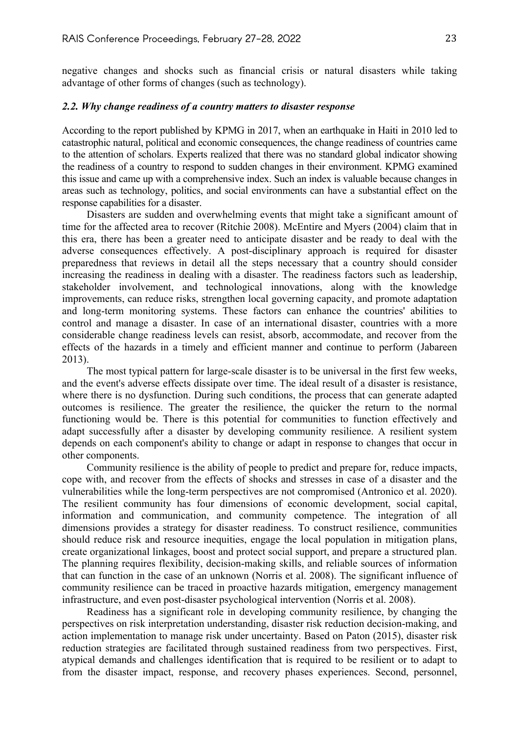negative changes and shocks such as financial crisis or natural disasters while taking advantage of other forms of changes (such as technology).

### *2.2. Why change readiness of a country matters to disaster response*

According to the report published by KPMG in 2017, when an earthquake in Haiti in 2010 led to catastrophic natural, political and economic consequences, the change readiness of countries came to the attention of scholars. Experts realized that there was no standard global indicator showing the readiness of a country to respond to sudden changes in their environment. KPMG examined this issue and came up with a comprehensive index. Such an index is valuable because changes in areas such as technology, politics, and social environments can have a substantial effect on the response capabilities for a disaster.

Disasters are sudden and overwhelming events that might take a significant amount of time for the affected area to recover (Ritchie 2008). McEntire and Myers (2004) claim that in this era, there has been a greater need to anticipate disaster and be ready to deal with the adverse consequences effectively. A post-disciplinary approach is required for disaster preparedness that reviews in detail all the steps necessary that a country should consider increasing the readiness in dealing with a disaster. The readiness factors such as leadership, stakeholder involvement, and technological innovations, along with the knowledge improvements, can reduce risks, strengthen local governing capacity, and promote adaptation and long-term monitoring systems. These factors can enhance the countries' abilities to control and manage a disaster. In case of an international disaster, countries with a more considerable change readiness levels can resist, absorb, accommodate, and recover from the effects of the hazards in a timely and efficient manner and continue to perform (Jabareen 2013).

The most typical pattern for large-scale disaster is to be universal in the first few weeks, and the event's adverse effects dissipate over time. The ideal result of a disaster is resistance, where there is no dysfunction. During such conditions, the process that can generate adapted outcomes is resilience. The greater the resilience, the quicker the return to the normal functioning would be. There is this potential for communities to function effectively and adapt successfully after a disaster by developing community resilience. A resilient system depends on each component's ability to change or adapt in response to changes that occur in other components.

Community resilience is the ability of people to predict and prepare for, reduce impacts, cope with, and recover from the effects of shocks and stresses in case of a disaster and the vulnerabilities while the long-term perspectives are not compromised (Antronico et al. 2020). The resilient community has four dimensions of economic development, social capital, information and communication, and community competence. The integration of all dimensions provides a strategy for disaster readiness. To construct resilience, communities should reduce risk and resource inequities, engage the local population in mitigation plans, create organizational linkages, boost and protect social support, and prepare a structured plan. The planning requires flexibility, decision-making skills, and reliable sources of information that can function in the case of an unknown (Norris et al. 2008). The significant influence of community resilience can be traced in proactive hazards mitigation, emergency management infrastructure, and even post-disaster psychological intervention (Norris et al. 2008).

Readiness has a significant role in developing community resilience, by changing the perspectives on risk interpretation understanding, disaster risk reduction decision-making, and action implementation to manage risk under uncertainty. Based on Paton (2015), disaster risk reduction strategies are facilitated through sustained readiness from two perspectives. First, atypical demands and challenges identification that is required to be resilient or to adapt to from the disaster impact, response, and recovery phases experiences. Second, personnel,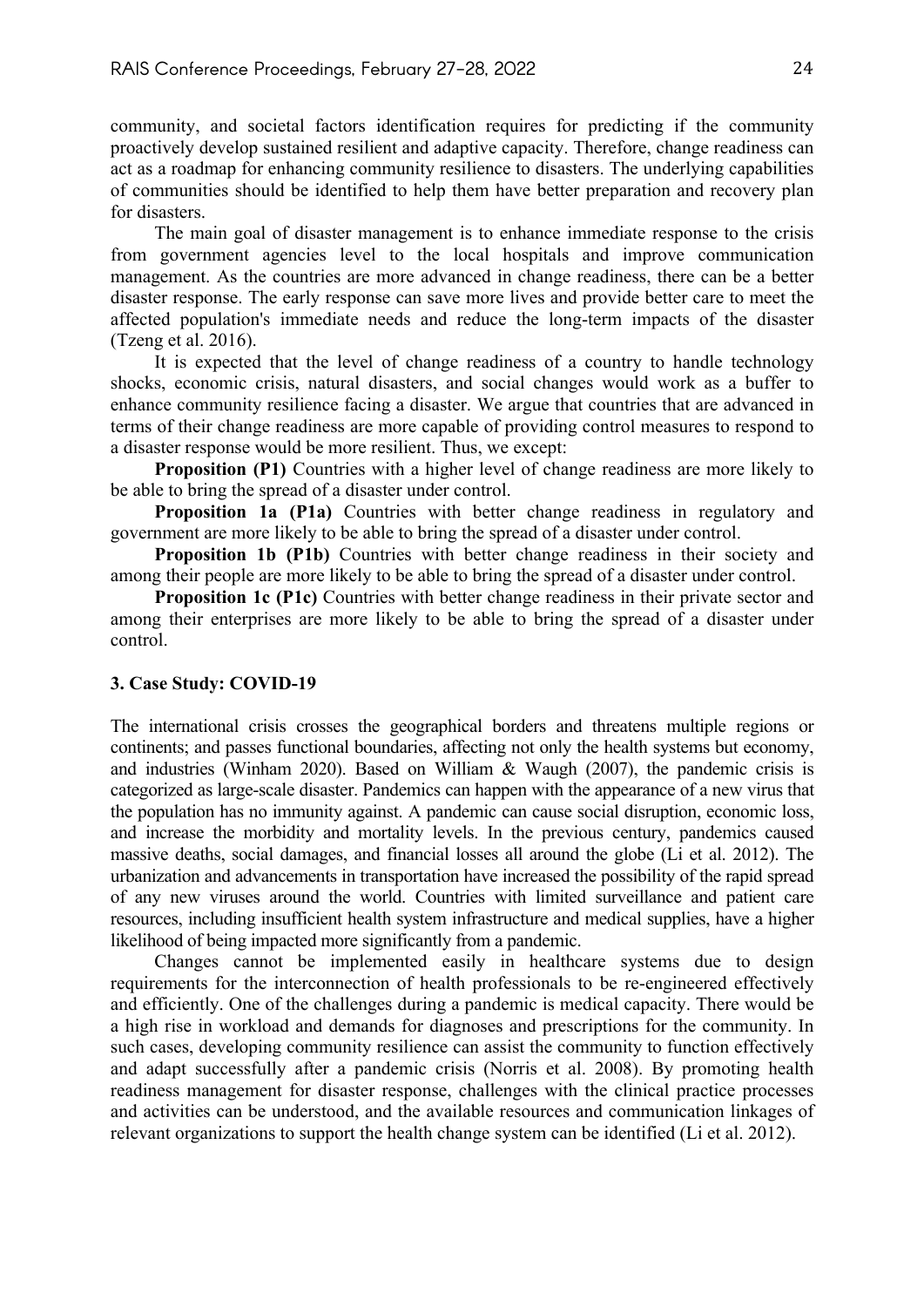community, and societal factors identification requires for predicting if the community proactively develop sustained resilient and adaptive capacity. Therefore, change readiness can act as a roadmap for enhancing community resilience to disasters. The underlying capabilities of communities should be identified to help them have better preparation and recovery plan for disasters.

The main goal of disaster management is to enhance immediate response to the crisis from government agencies level to the local hospitals and improve communication management. As the countries are more advanced in change readiness, there can be a better disaster response. The early response can save more lives and provide better care to meet the affected population's immediate needs and reduce the long-term impacts of the disaster (Tzeng et al. 2016).

It is expected that the level of change readiness of a country to handle technology shocks, economic crisis, natural disasters, and social changes would work as a buffer to enhance community resilience facing a disaster. We argue that countries that are advanced in terms of their change readiness are more capable of providing control measures to respond to a disaster response would be more resilient. Thus, we except:

**Proposition (P1)** Countries with a higher level of change readiness are more likely to be able to bring the spread of a disaster under control.

**Proposition 1a (P1a)** Countries with better change readiness in regulatory and government are more likely to be able to bring the spread of a disaster under control.

**Proposition 1b (P1b)** Countries with better change readiness in their society and among their people are more likely to be able to bring the spread of a disaster under control.

**Proposition 1c (P1c)** Countries with better change readiness in their private sector and among their enterprises are more likely to be able to bring the spread of a disaster under control.

## 3. Case Study: COVID-19

The international crisis crosses the geographical borders and threatens multiple regions or continents; and passes functional boundaries, affecting not only the health systems but economy, and industries (Winham 2020). Based on William & Waugh (2007), the pandemic crisis is categorized as large-scale disaster. Pandemics can happen with the appearance of a new virus that the population has no immunity against. A pandemic can cause social disruption, economic loss, and increase the morbidity and mortality levels. In the previous century, pandemics caused massive deaths, social damages, and financial losses all around the globe (Li et al. 2012). The urbanization and advancements in transportation have increased the possibility of the rapid spread of any new viruses around the world. Countries with limited surveillance and patient care resources, including insufficient health system infrastructure and medical supplies, have a higher likelihood of being impacted more significantly from a pandemic.

Changes cannot be implemented easily in healthcare systems due to design requirements for the interconnection of health professionals to be re-engineered effectively and efficiently. One of the challenges during a pandemic is medical capacity. There would be a high rise in workload and demands for diagnoses and prescriptions for the community. In such cases, developing community resilience can assist the community to function effectively and adapt successfully after a pandemic crisis (Norris et al. 2008). By promoting health readiness management for disaster response, challenges with the clinical practice processes and activities can be understood, and the available resources and communication linkages of relevant organizations to support the health change system can be identified (Li et al. 2012).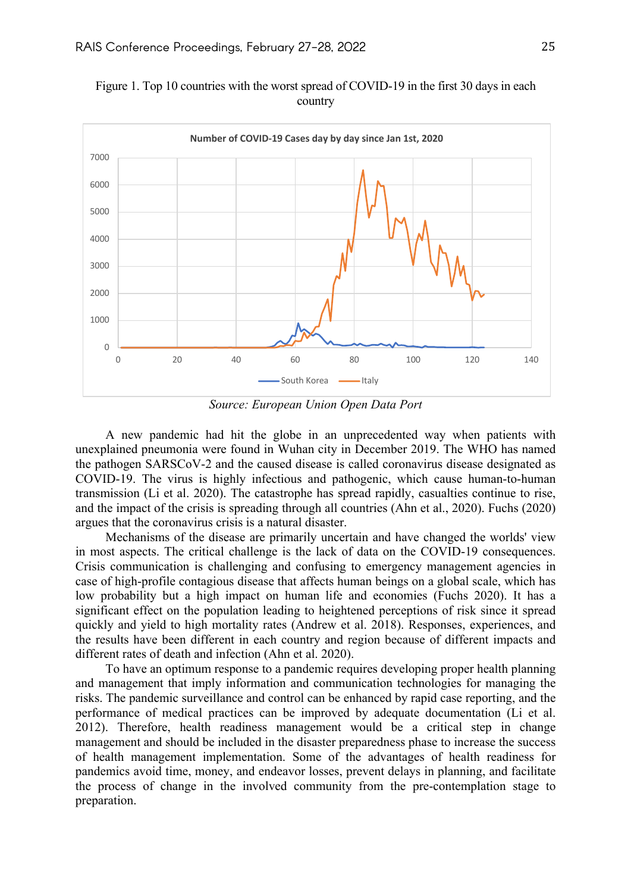Figure 1. Top 10 countries with the worst spread of COVID-19 in the first 30 days in each country

*Source: European Union Open Data Port*

A new pandemic had hit the globe in an unprecedented way when patients with unexplained pneumonia were found in Wuhan city in December 2019. The WHO has named the pathogen SARSCoV-2 and the caused disease is called coronavirus disease designated as COVID-19. The virus is highly infectious and pathogenic, which cause human-to-human transmission (Li et al. 2020). The catastrophe has spread rapidly, casualties continue to rise, and the impact of the crisis is spreading through all countries (Ahn et al., 2020). Fuchs (2020) argues that the coronavirus crisis is a natural disaster.

Mechanisms of the disease are primarily uncertain and have changed the worlds' view in most aspects. The critical challenge is the lack of data on the COVID-19 consequences. Crisis communication is challenging and confusing to emergency management agencies in case of high-profile contagious disease that affects human beings on a global scale, which has low probability but a high impact on human life and economies (Fuchs 2020). It has a significant effect on the population leading to heightened perceptions of risk since it spread quickly and yield to high mortality rates (Andrew et al. 2018). Responses, experiences, and the results have been different in each country and region because of different impacts and different rates of death and infection (Ahn et al. 2020).

To have an optimum response to a pandemic requires developing proper health planning and management that imply information and communication technologies for managing the risks. The pandemic surveillance and control can be enhanced by rapid case reporting, and the performance of medical practices can be improved by adequate documentation (Li et al. 2012). Therefore, health readiness management would be a critical step in change management and should be included in the disaster preparedness phase to increase the success of health management implementation. Some of the advantages of health readiness for pandemics avoid time, money, and endeavor losses, prevent delays in planning, and facilitate the process of change in the involved community from the pre-contemplation stage to preparation.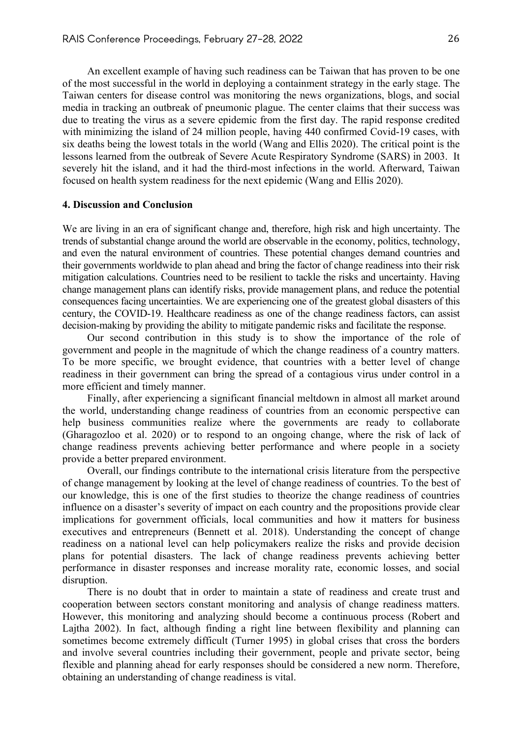An excellent example of having such readiness can be Taiwan that has proven to be one of the most successful in the world in deploying a containment strategy in the early stage. The Taiwan centers for disease control was monitoring the news organizations, blogs, and social media in tracking an outbreak of pneumonic plague. The center claims that their success was due to treating the virus as a severe epidemic from the first day. The rapid response credited with minimizing the island of 24 million people, having 440 confirmed Covid-19 cases, with six deaths being the lowest totals in the world (Wang and Ellis 2020). The critical point is the lessons learned from the outbreak of Severe Acute Respiratory Syndrome (SARS) in 2003. It severely hit the island, and it had the third-most infections in the world. Afterward, Taiwan focused on health system readiness for the next epidemic (Wang and Ellis 2020).

## 4. Discussion and Conclusion

We are living in an era of significant change and, therefore, high risk and high uncertainty. The trends of substantial change around the world are observable in the economy, politics, technology, and even the natural environment of countries. These potential changes demand countries and their governments worldwide to plan ahead and bring the factor of change readiness into their risk mitigation calculations. Countries need to be resilient to tackle the risks and uncertainty. Having change management plans can identify risks, provide management plans, and reduce the potential consequences facing uncertainties. We are experiencing one of the greatest global disasters of this century, the COVID-19. Healthcare readiness as one of the change readiness factors, can assist decision-making by providing the ability to mitigate pandemic risks and facilitate the response.

Our second contribution in this study is to show the importance of the role of government and people in the magnitude of which the change readiness of a country matters. To be more specific, we brought evidence, that countries with a better level of change readiness in their government can bring the spread of a contagious virus under control in a more efficient and timely manner.

Finally, after experiencing a significant financial meltdown in almost all market around the world, understanding change readiness of countries from an economic perspective can help business communities realize where the governments are ready to collaborate (Gharagozloo et al. 2020) or to respond to an ongoing change, where the risk of lack of change readiness prevents achieving better performance and where people in a society provide a better prepared environment.

Overall, our findings contribute to the international crisis literature from the perspective of change management by looking at the level of change readiness of countries. To the best of our knowledge, this is one of the first studies to theorize the change readiness of countries influence on a disaster's severity of impact on each country and the propositions provide clear implications for government officials, local communities and how it matters for business executives and entrepreneurs (Bennett et al. 2018). Understanding the concept of change readiness on a national level can help policymakers realize the risks and provide decision plans for potential disasters. The lack of change readiness prevents achieving better performance in disaster responses and increase morality rate, economic losses, and social disruption.

There is no doubt that in order to maintain a state of readiness and create trust and cooperation between sectors constant monitoring and analysis of change readiness matters. However, this monitoring and analyzing should become a continuous process (Robert and Lajtha 2002). In fact, although finding a right line between flexibility and planning can sometimes become extremely difficult (Turner 1995) in global crises that cross the borders and involve several countries including their government, people and private sector, being flexible and planning ahead for early responses should be considered a new norm. Therefore, obtaining an understanding of change readiness is vital.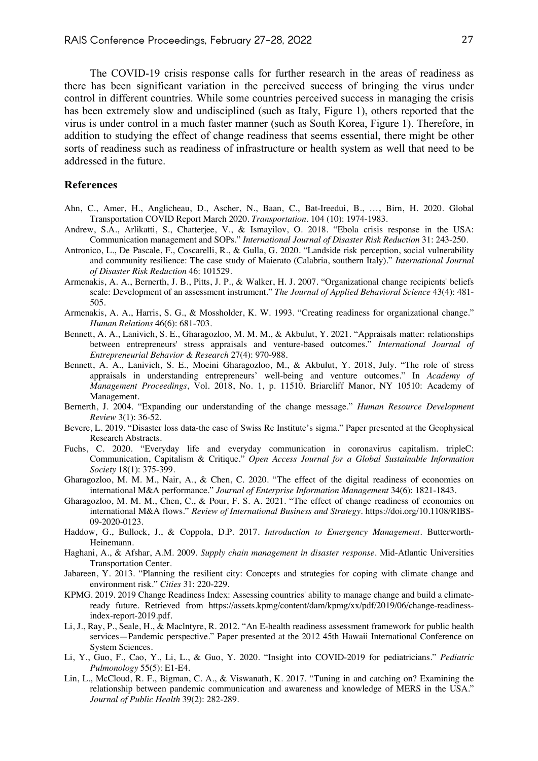The COVID-19 crisis response calls for further research in the areas of readiness as there has been significant variation in the perceived success of bringing the virus under control in different countries. While some countries perceived success in managing the crisis has been extremely slow and undisciplined (such as Italy, Figure 1), others reported that the virus is under control in a much faster manner (such as South Korea, Figure 1). Therefore, in addition to studying the effect of change readiness that seems essential, there might be other sorts of readiness such as readiness of infrastructure or health system as well that need to be addressed in the future.

## References

Ahn, C., Amer, H., Anglicheau, D., Ascher, N., Baan, C., Bat-Ireedui, B., …, Birn, H. 2020. Global Transportation COVID Report March 2020. *Transportation*. 104 (10): 1974-1983.

Andrew, S.A., Arlikatti, S., Chatterjee, V., & Ismayilov, O. 2018. "Ebola crisis response in the USA: Communication management and SOPs." *International Journal of Disaster Risk Reduction* 31: 243-250.

Antronico, L., De Pascale, F., Coscarelli, R., & Gulla, G. 2020. "Landside risk perception, social vulnerability and community resilience: The case study of Maierato (Calabria, southern Italy)." *International Journal of Disaster Risk Reduction* 46: 101529.

Armenakis, A. A., Bernerth, J. B., Pitts, J. P., & Walker, H. J. 2007. "Organizational change recipients' beliefs scale: Development of an assessment instrument." *The Journal of Applied Behavioral Science* 43(4): 481-505.

Armenakis, A. A., Harris, S. G., & Mossholder, K. W. 1993. "Creating readiness for organizational change." *Human Relations* 46(6): 681-703.

Bennett, A. A., Lanivich, S. E., Gharagozloo, M. M. M., & Akbulut, Y. 2021. "Appraisals matter: relationships between entrepreneurs' stress appraisals and venture-based outcomes." *International Journal of Entrepreneurial Behavior & Research* 27(4): 970-988.

Bennett, A. A., Lanivich, S. E., Moeini Gharagozloo, M., & Akbulut, Y. 2018, July. "The role of stress appraisals in understanding entrepreneurs' well-being and venture outcomes." In *Academy of Management Proceedings*, Vol. 2018, No. 1, p. 11510. Briarcliff Manor, NY 10510: Academy of Management.

Bernerth, J. 2004. "Expanding our understanding of the change message." *Human Resource Development Review* 3(1): 36-52.

Bevere, L. 2019. "Disaster loss data-the case of Swiss Re Institute's sigma." Paper presented at the Geophysical Research Abstracts.

Fuchs, C. 2020. "Everyday life and everyday communication in coronavirus capitalism. tripleC: Communication, Capitalism & Critique." *Open Access Journal for a Global Sustainable Information Society* 18(1): 375-399.

Gharagozloo, M. M. M., Nair, A., & Chen, C. 2020. "The effect of the digital readiness of economies on international M&A performance." *Journal of Enterprise Information Management* 34(6): 1821-1843.

Gharagozloo, M. M. M., Chen, C., & Pour, F. S. A. 2021. "The effect of change readiness of economies on international M&A flows." *Review of International Business and Strategy*. https://doi.org/10.1108/RIBS-09-2020-0123.

Haddow, G., Bullock, J., & Coppola, D.P. 2017. *Introduction to Emergency Management*. Butterworth-Heinemann.

Haghani, A., & Afshar, A.M. 2009. *Supply chain management in disaster response*. Mid-Atlantic Universities Transportation Center.

Jabareen, Y. 2013. "Planning the resilient city: Concepts and strategies for coping with climate change and environment risk." *Cities* 31: 220-229.

KPMG. 2019. 2019 Change Readiness Index: Assessing countries' ability to manage change and build a climate-ready future. Retrieved from https://assets.kpmg/content/dam/kpmg/xx/pdf/2019/06/change-readiness-index-report-2019.pdf.

Li, J., Ray, P., Seale, H., & Maclntyre, R. 2012. "An E-health readiness assessment framework for public health services—Pandemic perspective." Paper presented at the 2012 45th Hawaii International Conference on System Sciences.

Li, Y., Guo, F., Cao, Y., Li, L., & Guo, Y. 2020. "Insight into COVID-2019 for pediatricians." *Pediatric Pulmonology* 55(5): E1-E4.

Lin, L., McCloud, R. F., Bigman, C. A., & Viswanath, K. 2017. "Tuning in and catching on? Examining the relationship between pandemic communication and awareness and knowledge of MERS in the USA." *Journal of Public Health* 39(2): 282-289.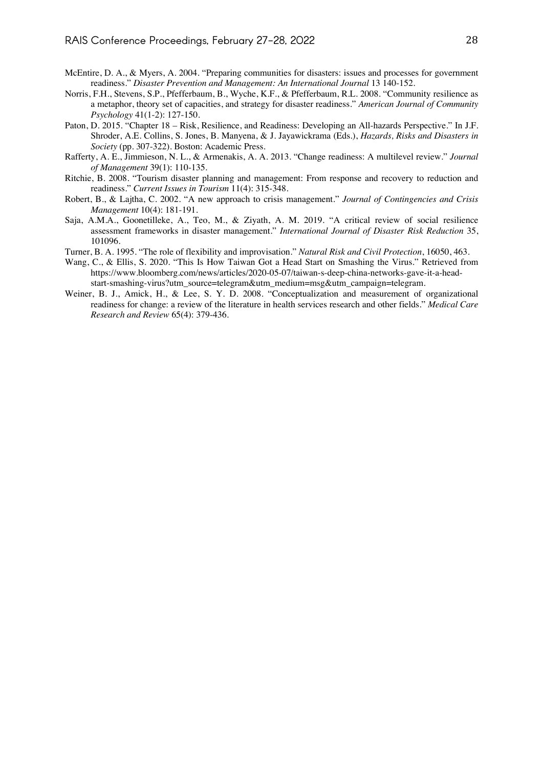McEntire, D. A., & Myers, A. 2004. "Preparing communities for disasters: issues and processes for government readiness." *Disaster Prevention and Management: An International Journal* 13 140-152.

Norris, F.H., Stevens, S.P., Pfefferbaum, B., Wyche, K.F., & Pfefferbaum, R.L. 2008. "Community resilience as a metaphor, theory set of capacities, and strategy for disaster readiness." *American Journal of Community Psychology* 41(1-2): 127-150.

Paton, D. 2015. "Chapter 18 – Risk, Resilience, and Readiness: Developing an All-hazards Perspective." In J.F. Shroder, A.E. Collins, S. Jones, B. Manyena, & J. Jayawickrama (Eds.), *Hazards, Risks and Disasters in Society* (pp. 307-322). Boston: Academic Press.

Rafferty, A. E., Jimmieson, N. L., & Armenakis, A. A. 2013. "Change readiness: A multilevel review." *Journal of Management* 39(1): 110-135.

Ritchie, B. 2008. "Tourism disaster planning and management: From response and recovery to reduction and readiness." *Current Issues in Tourism* 11(4): 315-348.

Robert, B., & Lajtha, C. 2002. "A new approach to crisis management." *Journal of Contingencies and Crisis Management* 10(4): 181-191.

Saja, A.M.A., Goonetilleke, A., Teo, M., & Ziyath, A. M. 2019. "A critical review of social resilience assessment frameworks in disaster management." *International Journal of Disaster Risk Reduction* 35, 101096.

Turner, B. A. 1995. "The role of flexibility and improvisation." *Natural Risk and Civil Protection*, 16050, 463.

Wang, C., & Ellis, S. 2020. "This Is How Taiwan Got a Head Start on Smashing the Virus." Retrieved from https://www.bloomberg.com/news/articles/2020-05-07/taiwan-s-deep-china-networks-gave-it-a-head-start-smashing-virus?utm_source=telegram&utm_medium=msg&utm_campaign=telegram.

Weiner, B. J., Amick, H., & Lee, S. Y. D. 2008. "Conceptualization and measurement of organizational readiness for change: a review of the literature in health services research and other fields." *Medical Care Research and Review* 65(4): 379-436.